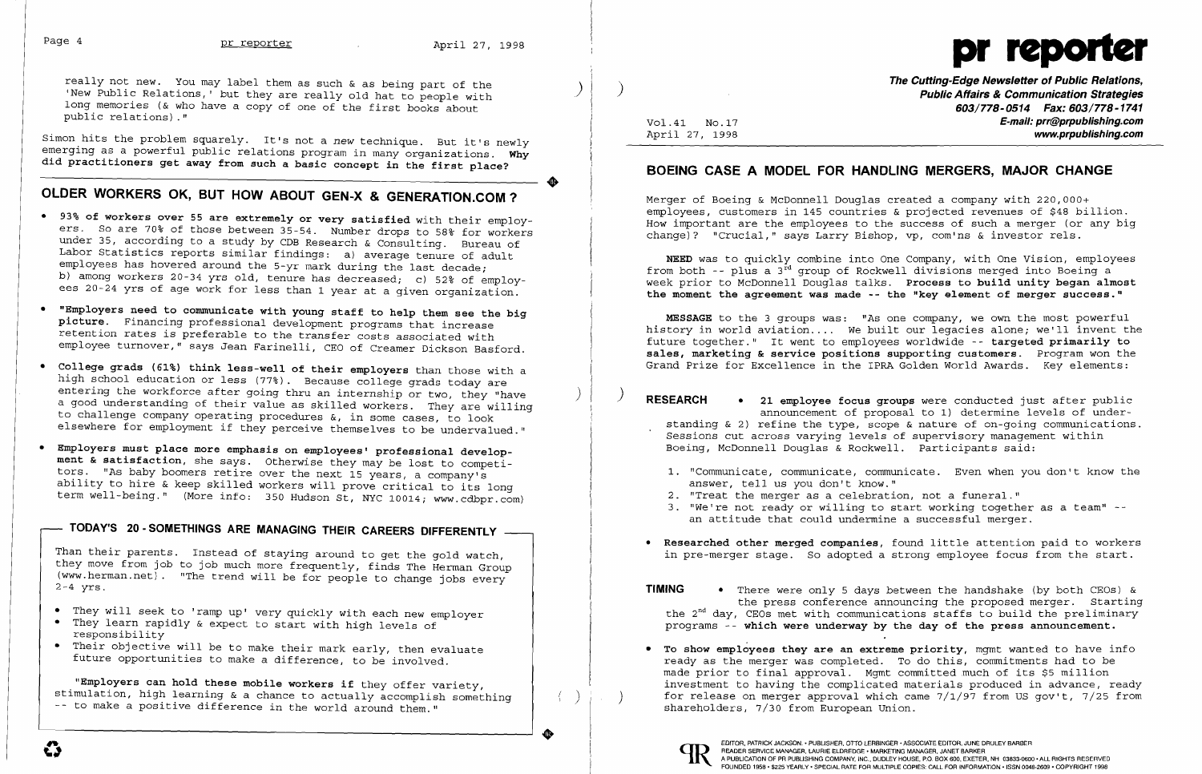really not new. You may label them as such & as being part of the 'New Public Relations,' but they are really old hat to people with long memories (& who have a copy of one of the first books about public relations)."

Simon hits the problem squarely. It's not a *new* technique. But it's newly emerging as a powerful public relations program in many organizations. **Why did practitioners get away from such a basic concept in the first place?**

## OLDER WORKERS OK, BUT HOW ABOUT GEN-X & GENERATION.COM ?

- **93% of workers over 55 are extremely or very satisfied** with their employers. So are 70% of those between 35-54. Number drops to 58% for workers under 35, according to a study by CDB Research & Consulting. Bureau of Labor Statistics reports similar findings: a) average tenure of adult employees has hovered around the 5-yr mark during the last decade; b) among workers 20-34 yrs old, tenure has decreased; c) 52% of employees 20-24 yrs of age work for less than 1 year at a given organization.
- **"Employers need to communicate with young staff to help them see the big picture.** Financing professional development programs that increase retention rates is preferable to the transfer costs associated with employee turnover," says Jean Farinelli, CEO of Creamer Dickson Basford.
- **College grads (61%) think less-well of their employers** than those with a high school education or less (77%). Because college grads today are entering the workforce after going thru an internship or two, they "have a good understanding of their value as skilled workers. They are willing to challenge company operating procedures &, in some cases, to look elsewhere for employment if they perceive themselves to be undervalued."
- **Employers must place more emphasis on employees' professional development & satisfaction**, she says. Otherwise they may be lost to competitors. "As baby boomers retire over the next 15 years, a company's ability to hire & keep skilled workers will prove critical to its long term well-being." (More info: 350 Hudson St, NYC 10014; www.cdbpr.com)

### TODAY'S 20-SOMETHINGS ARE MANAGING THEIR CAREERS DIFFERENTLY

Than their parents. Instead of staying around to get the gold watch, they move from job to job much more frequently, finds The Herman Group (www.herman.net). "The trend will be for people to change jobs every 2-4 yrs.

- They will seek to 'ramp up' very quickly with each new employer
- They learn rapidly & expect to start with high levels of responsibility
- Their objective will be to make their mark early, then evaluate future opportunities to make a difference, to be involved.

**"Employers can hold these mobile workers if** they offer variety, stimulation, high learning & a chance to actually accomplish something -- to make a positive difference in the world around them."

# pr reporter

**The Cutting-Edge Newsletter of Public Relations, Public Affairs & Communication Strategies**
**603/778-0514 Fax: 603/778-1741**
**E-mail: prr@prpublishing.com**
**www.prpublishing.com**

Vol.41 No.17
April 27, 1998

## BOEING CASE A MODEL FOR HANDLING MERGERS, MAJOR CHANGE

Merger of Boeing & McDonnell Douglas created a company with 220,000+ employees, customers in 145 countries & projected revenues of $48 billion. How important are the employees to the success of such a merger (or any big change)? "Crucial," says Larry Bishop, vp, com'ns & investor rels.

**NEED** was to quickly combine into One Company, with One Vision, employees from both -- plus a 3rd group of Rockwell divisions merged into Boeing a week prior to McDonnell Douglas talks. **Process to build unity began almost the moment the agreement was made -- the "key element of merger success."**

**MESSAGE** to the 3 groups was: "As one company, we own the most powerful history in world aviation.... We built our legacies alone; we'll invent the future together." It went to employees worldwide -- **targeted primarily to sales, marketing & service positions supporting customers.** Program won the Grand Prize for Excellence in the IPRA Golden World Awards. Key elements:

**RESEARCH**

- **21 employee focus groups** were conducted just after public announcement of proposal to 1) determine levels of understanding & 2) refine the type, scope & nature of on-going communications. Sessions cut across varying levels of supervisory management within Boeing, McDonnell Douglas & Rockwell. Participants said:

1. "Communicate, communicate, communicate. Even when you don't know the answer, tell us you don't know."
2. "Treat the merger as a celebration, not a funeral."
3. "We're not ready or willing to start working together as a team" -- an attitude that could undermine a successful merger.

- **Researched other merged companies**, found little attention paid to workers in pre-merger stage. So adopted a strong employee focus from the start.

**TIMING**

- There were only 5 days between the handshake (by both CEOs) & the press conference announcing the proposed merger. Starting the 2nd day, CEOs met with communications staffs to build the preliminary programs -- **which were underway by the day of the press announcement.**
- **To show employees they are an extreme priority,** mgmt wanted to have info ready as the merger was completed. To do this, commitments had to be made prior to final approval. Mgmt committed much of its $5 million investment to having the complicated materials produced in advance, ready for release on merger approval which came 7/1/97 from US gov't, 7/25 from shareholders, 7/30 from European Union.

EDITOR, PATRICK JACKSON • PUBLISHER, OTTO LERBINGER • ASSOCIATE EDITOR, JUNE DRULEY BARBER
READER SERVICE MANAGER, LAURIE ELDREDGE • MARKETING MANAGER, JANET BARKER
A PUBLICATION OF PR PUBLISHING COMPANY, INC., DUDLEY HOUSE, P.O. BOX 600, EXETER, NH 03833-0600 • ALL RIGHTS RESERVED
FOUNDED 1958 • $225 YEARLY • SPECIAL RATE FOR MULTIPLE COPIES: CALL FOR INFORMATION • ISSN 0048-2609 • COPYRIGHT 1998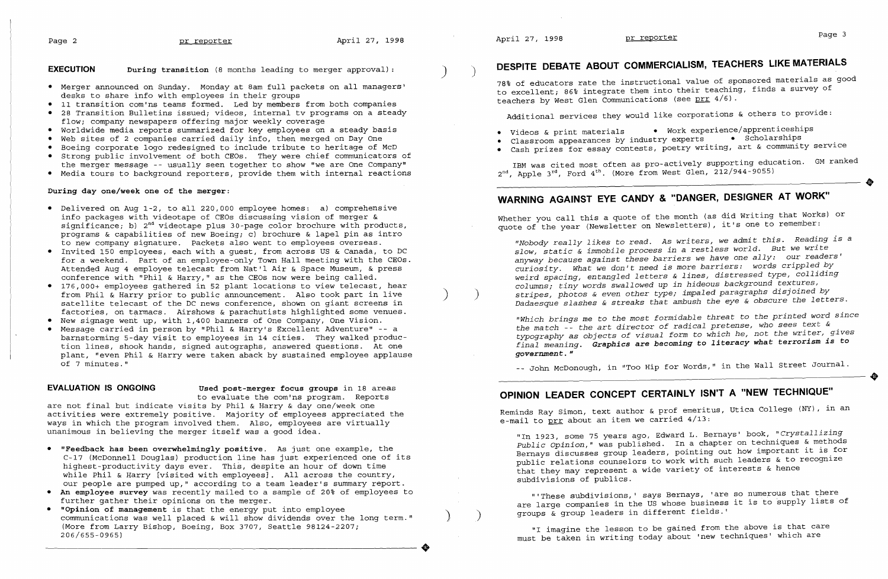## EXECUTION

**During transition** (8 months leading to merger approval):

- Merger announced on Sunday. Monday at 8am full packets on all managers' desks to share info with employees in their groups
- 11 transition com'ns teams formed. Led by members from both companies
- 28 Transition Bulletins issued; videos, internal tv programs on a steady flow; company newspapers offering major weekly coverage
- Worldwide media reports summarized for key employees on a steady basis
- Web sites of 2 companies carried daily info, then merged on Day One
- Boeing corporate logo redesigned to include tribute to heritage of McD
- Strong public involvement of both CEOs. They were chief communicators of the merger message -- usually seen together to show "we are One Company"
- Media tours to background reporters, provide them with internal reactions

**During day one/week one of the merger:**

- Delivered on Aug 1-2, to all 220,000 employee homes: a) comprehensive info packages with videotape of CEOs discussing vision of merger & significance; b) 2nd videotape plus 30-page color brochure with products, programs & capabilities of new Boeing; c) brochure & lapel pin as intro to new company signature. Packets also went to employees overseas.
- Invited 150 employees, each with a guest, from across US & Canada, to DC for a weekend. Part of an employee-only Town Hall meeting with the CEOs. Attended Aug 4 employee telecast from Nat'l Air & Space Museum, & press conference with "Phil & Harry," as the CEOs now were being called.
- 176,000+ employees gathered in 52 plant locations to view telecast, hear from Phil & Harry prior to public announcement. Also took part in live satellite telecast of the DC news conference, shown on giant screens in factories, on tarmacs. Airshows & parachutists highlighted some venues.
- New signage went up, with 1,400 banners of One Company, One Vision.
- Message carried in person by "Phil & Harry's Excellent Adventure" -- a barnstorming 5-day visit to employees in 14 cities. They walked production lines, shook hands, signed autographs, answered questions. At one plant, "even Phil & Harry were taken aback by sustained employee applause of 7 minutes."

## EVALUATION IS ONGOING

**Used post-merger focus groups** in 18 areas to evaluate the com'ns program. Reports are not final but indicate visits by Phil & Harry & day one/week one activities were extremely positive. Majority of employees appreciated the ways in which the program involved them. Also, employees are virtually unanimous in believing the merger itself was a good idea.

- **"Feedback has been overwhelmingly positive.** As just one example, the C-17 (McDonnell Douglas) production line has just experienced one of its highest-productivity days ever. This, despite an hour of down time while Phil & Harry [visited with employees]. All across the country, our people are pumped up," according to a team leader's summary report.
- **An employee survey** was recently mailed to a sample of 20% of employees to further gather their opinions on the merger.
- **"Opinion of management** is that the energy put into employee communications was well placed & will show dividends over the long term." (More from Larry Bishop, Boeing, Box 3707, Seattle 98124-2207; 206/655-0965)

## DESPITE DEBATE ABOUT COMMERCIALISM, TEACHERS LIKE MATERIALS

78% of educators rate the instructional value of sponsored materials as good to excellent; 86% integrate them into their teaching, finds a survey of teachers by West Glen Communications (see prr 4/6).

Additional services they would like corporations & others to provide:

- Videos & print materials
- Work experience/apprenticeships
- Classroom appearances by industry experts
- Scholarships
- Cash prizes for essay contests, poetry writing, art & community service

IBM was cited most often as pro-actively supporting education. GM ranked 2nd, Apple 3rd, Ford 4th. (More from West Glen, 212/944-9055)

## WARNING AGAINST EYE CANDY & "DANGER, DESIGNER AT WORK"

Whether you call this a quote of the month (as did Writing that Works) or quote of the year (Newsletter on Newsletters), it's one to remember:

*"Nobody really likes to read. As writers, we admit this. Reading is a slow, static & immobile process in a restless world. But we write anyway because against these barriers we have one ally: our readers' curiosity. What we don't need is more barriers: words crippled by weird spacing, entangled letters & lines, distressed type, colliding columns; tiny words swallowed up in hideous background textures, stripes, photos & even other type; impaled paragraphs disjoined by Dadaesque slashes & streaks that ambush the eye & obscure the letters.*

*"Which brings me to the most formidable threat to the printed word since the match -- the art director of radical pretense, who sees text & typography as objects of visual form to which he, not the writer, gives final meaning.* ***Graphics are becoming to literacy what terrorism is to government."***

-- John McDonough, in "Too Hip for Words," in the Wall Street Journal.

## OPINION LEADER CONCEPT CERTAINLY ISN'T A "NEW TECHNIQUE"

Reminds Ray Simon, text author & prof emeritus, Utica College (NY), in an e-mail to prr about an item we carried 4/13:

"In 1923, some 75 years ago, Edward L. Bernays' book, "*Crystallizing Public Opinion*," was published. In a chapter on techniques & methods Bernays discusses group leaders, pointing out how important it is for public relations counselors to work with such leaders & to recognize that they may represent a wide variety of interests & hence subdivisions of publics.

"'These subdivisions,' says Bernays, 'are so numerous that there are large companies in the US whose business it is to supply lists of groups & group leaders in different fields.'

"I imagine the lesson to be gained from the above is that care must be taken in writing today about 'new techniques' which are